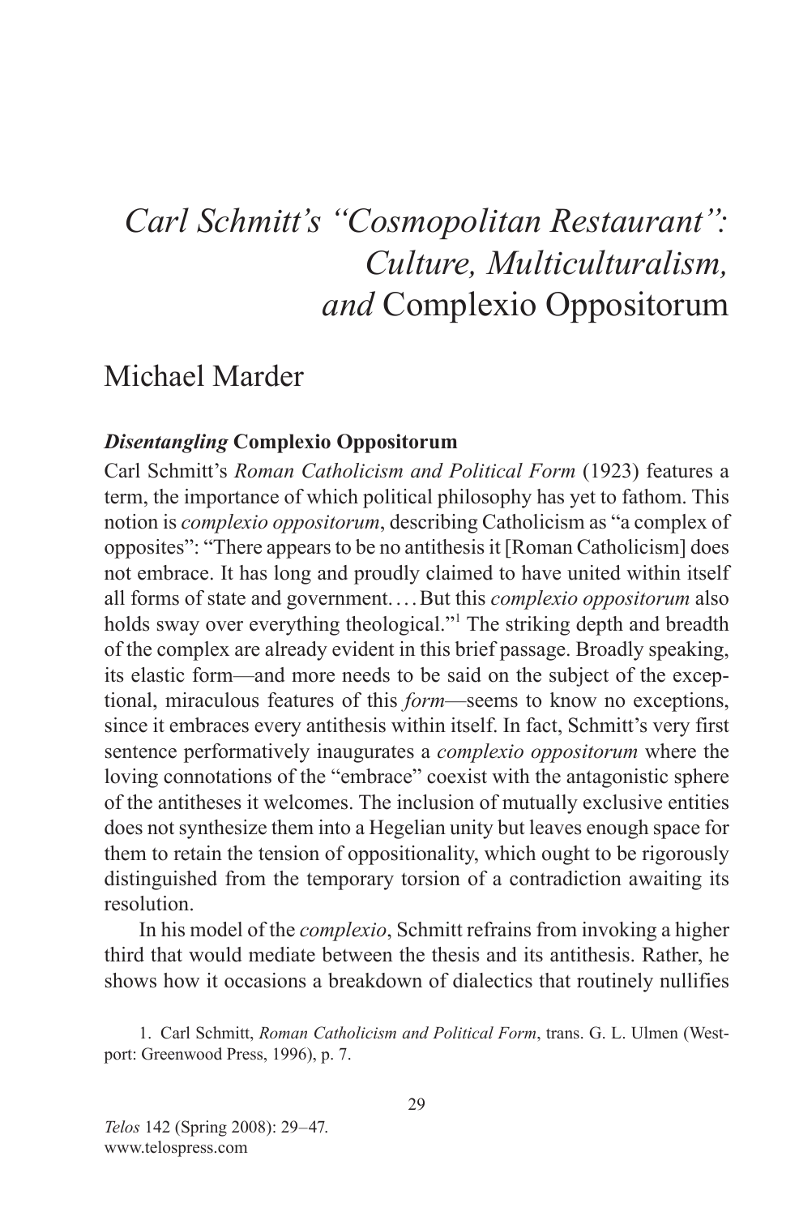# *Carl Schmitt's "Cosmopolitan Restaurant": Culture, Multiculturalism, and* Complexio Oppositorum

## Michael Marder

### *Disentangling* Complexio Oppositorum

Carl Schmitt's *Roman Catholicism and Political Form* (1923) features a term, the importance of which political philosophy has yet to fathom. This notion is *complexio oppositorum*, describing Catholicism as "a complex of opposites": "There appears to be no antithesis it [Roman Catholicism] does not embrace. It has long and proudly claimed to have united within itself all forms of state and government. . . . But this *complexio oppositorum* also holds sway over everything theological."[1] The striking depth and breadth of the complex are already evident in this brief passage. Broadly speaking, its elastic form—and more needs to be said on the subject of the exceptional, miraculous features of this *form*—seems to know no exceptions, since it embraces every antithesis within itself. In fact, Schmitt's very first sentence performatively inaugurates a *complexio oppositorum* where the loving connotations of the "embrace" coexist with the antagonistic sphere of the antitheses it welcomes. The inclusion of mutually exclusive entities does not synthesize them into a Hegelian unity but leaves enough space for them to retain the tension of oppositionality, which ought to be rigorously distinguished from the temporary torsion of a contradiction awaiting its resolution.

In his model of the *complexio*, Schmitt refrains from invoking a higher third that would mediate between the thesis and its antithesis. Rather, he shows how it occasions a breakdown of dialectics that routinely nullifies

1. Carl Schmitt, *Roman Catholicism and Political Form*, trans. G. L. Ulmen (Westport: Greenwood Press, 1996), p. 7.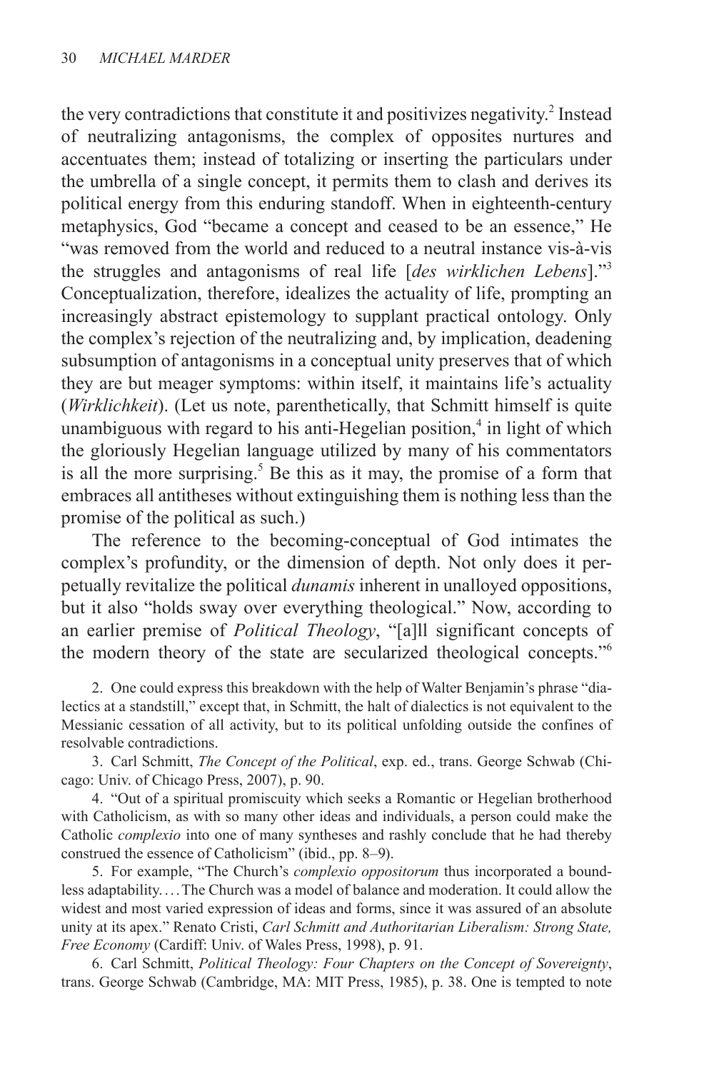the very contradictions that constitute it and positivizes negativity.[2] Instead of neutralizing antagonisms, the complex of opposites nurtures and accentuates them; instead of totalizing or inserting the particulars under the umbrella of a single concept, it permits them to clash and derives its political energy from this enduring standoff. When in eighteenth-century metaphysics, God "became a concept and ceased to be an essence," He "was removed from the world and reduced to a neutral instance vis-à-vis the struggles and antagonisms of real life [*des wirklichen Lebens*]."[3] Conceptualization, therefore, idealizes the actuality of life, prompting an increasingly abstract epistemology to supplant practical ontology. Only the complex's rejection of the neutralizing and, by implication, deadening subsumption of antagonisms in a conceptual unity preserves that of which they are but meager symptoms: within itself, it maintains life's actuality (*Wirklichkeit*). (Let us note, parenthetically, that Schmitt himself is quite unambiguous with regard to his anti-Hegelian position,[4] in light of which the gloriously Hegelian language utilized by many of his commentators is all the more surprising.[5] Be this as it may, the promise of a form that embraces all antitheses without extinguishing them is nothing less than the promise of the political as such.)

The reference to the becoming-conceptual of God intimates the complex's profundity, or the dimension of depth. Not only does it perpetually revitalize the political *dunamis* inherent in unalloyed oppositions, but it also "holds sway over everything theological." Now, according to an earlier premise of *Political Theology*, "[a]ll significant concepts of the modern theory of the state are secularized theological concepts."[6]

2. One could express this breakdown with the help of Walter Benjamin's phrase "dialectics at a standstill," except that, in Schmitt, the halt of dialectics is not equivalent to the Messianic cessation of all activity, but to its political unfolding outside the confines of resolvable contradictions.

3. Carl Schmitt, *The Concept of the Political*, exp. ed., trans. George Schwab (Chicago: Univ. of Chicago Press, 2007), p. 90.

4. "Out of a spiritual promiscuity which seeks a Romantic or Hegelian brotherhood with Catholicism, as with so many other ideas and individuals, a person could make the Catholic *complexio* into one of many syntheses and rashly conclude that he had thereby construed the essence of Catholicism" (ibid., pp. 8–9).

5. For example, "The Church's *complexio oppositorum* thus incorporated a boundless adaptability. . . . The Church was a model of balance and moderation. It could allow the widest and most varied expression of ideas and forms, since it was assured of an absolute unity at its apex." Renato Cristi, *Carl Schmitt and Authoritarian Liberalism: Strong State, Free Economy* (Cardiff: Univ. of Wales Press, 1998), p. 91.

6. Carl Schmitt, *Political Theology: Four Chapters on the Concept of Sovereignty*, trans. George Schwab (Cambridge, MA: MIT Press, 1985), p. 38. One is tempted to note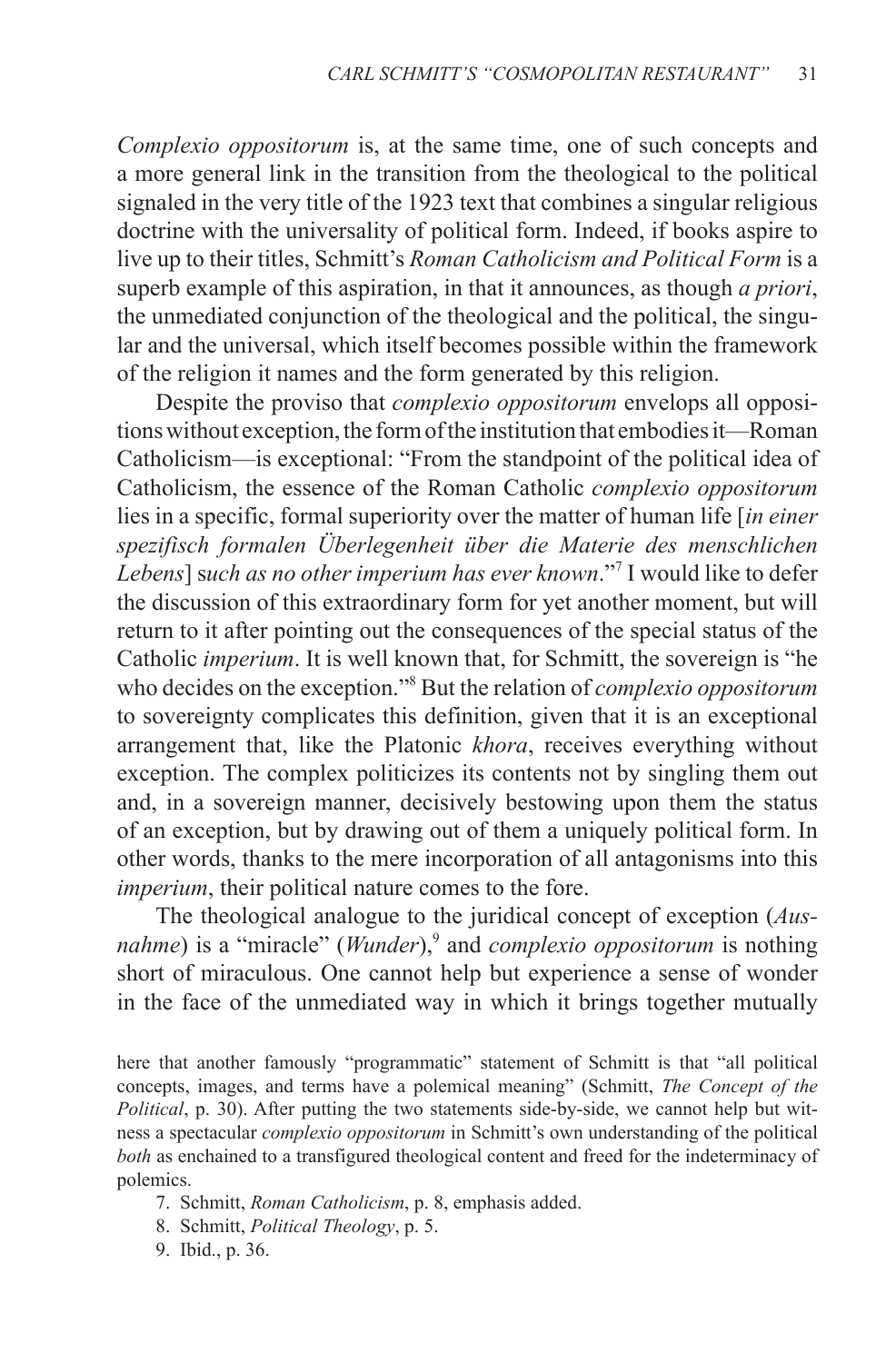*Complexio oppositorum* is, at the same time, one of such concepts and a more general link in the transition from the theological to the political signaled in the very title of the 1923 text that combines a singular religious doctrine with the universality of political form. Indeed, if books aspire to live up to their titles, Schmitt's *Roman Catholicism and Political Form* is a superb example of this aspiration, in that it announces, as though *a priori*, the unmediated conjunction of the theological and the political, the singular and the universal, which itself becomes possible within the framework of the religion it names and the form generated by this religion.

Despite the proviso that *complexio oppositorum* envelops all oppositions without exception, the form of the institution that embodies it—Roman Catholicism—is exceptional: "From the standpoint of the political idea of Catholicism, the essence of the Roman Catholic *complexio oppositorum* lies in a specific, formal superiority over the matter of human life [*in einer spezifisch formalen Überlegenheit über die Materie des menschlichen Lebens*] s*uch as no other imperium has ever known*."[7] I would like to defer the discussion of this extraordinary form for yet another moment, but will return to it after pointing out the consequences of the special status of the Catholic *imperium*. It is well known that, for Schmitt, the sovereign is "he who decides on the exception."[8] But the relation of *complexio oppositorum* to sovereignty complicates this definition, given that it is an exceptional arrangement that, like the Platonic *khora*, receives everything without exception. The complex politicizes its contents not by singling them out and, in a sovereign manner, decisively bestowing upon them the status of an exception, but by drawing out of them a uniquely political form. In other words, thanks to the mere incorporation of all antagonisms into this *imperium*, their political nature comes to the fore.

The theological analogue to the juridical concept of exception (*Ausnahme*) is a "miracle" (*Wunder*),[9] and *complexio oppositorum* is nothing short of miraculous. One cannot help but experience a sense of wonder in the face of the unmediated way in which it brings together mutually

---

here that another famously "programmatic" statement of Schmitt is that "all political concepts, images, and terms have a polemical meaning" (Schmitt, *The Concept of the Political*, p. 30). After putting the two statements side-by-side, we cannot help but witness a spectacular *complexio oppositorum* in Schmitt's own understanding of the political *both* as enchained to a transfigured theological content and freed for the indeterminacy of polemics.

7. Schmitt, *Roman Catholicism*, p. 8, emphasis added.

8. Schmitt, *Political Theology*, p. 5.

9. Ibid., p. 36.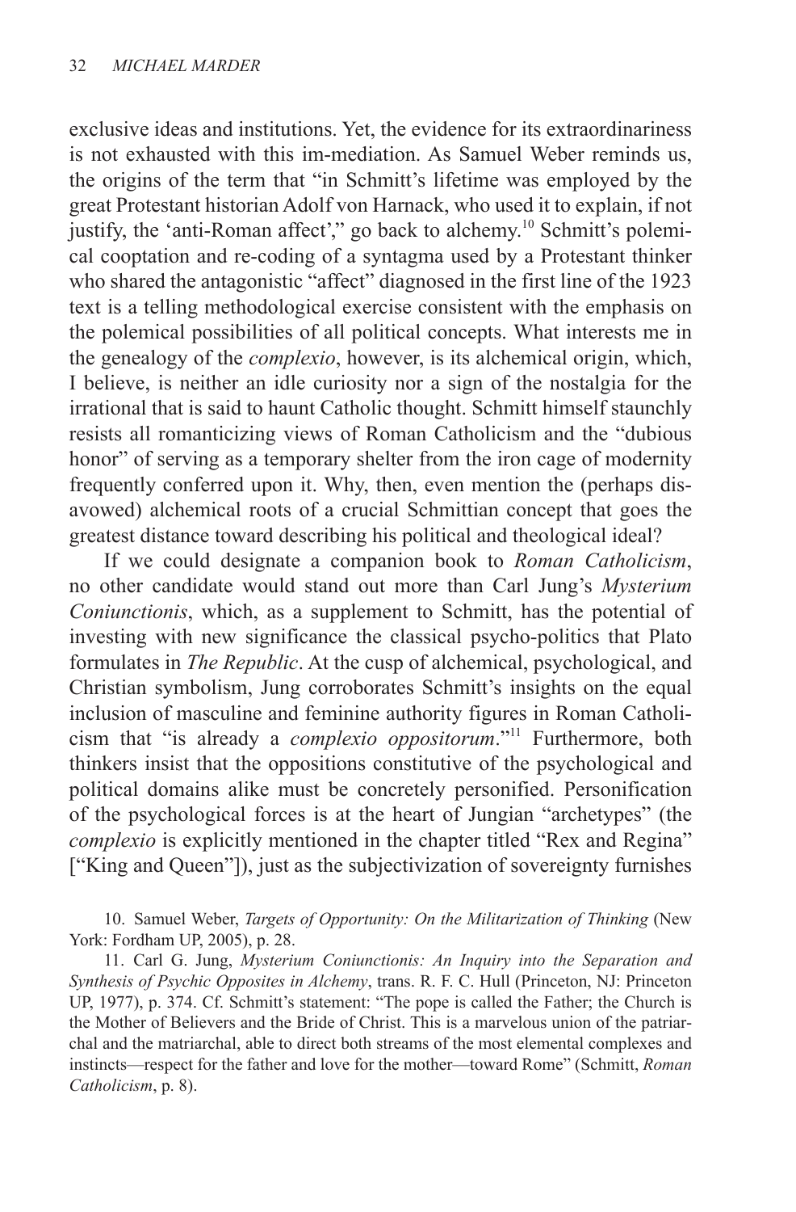exclusive ideas and institutions. Yet, the evidence for its extraordinariness is not exhausted with this im-mediation. As Samuel Weber reminds us, the origins of the term that "in Schmitt's lifetime was employed by the great Protestant historian Adolf von Harnack, who used it to explain, if not justify, the 'anti-Roman affect'," go back to alchemy.[10] Schmitt's polemical cooptation and re-coding of a syntagma used by a Protestant thinker who shared the antagonistic "affect" diagnosed in the first line of the 1923 text is a telling methodological exercise consistent with the emphasis on the polemical possibilities of all political concepts. What interests me in the genealogy of the *complexio*, however, is its alchemical origin, which, I believe, is neither an idle curiosity nor a sign of the nostalgia for the irrational that is said to haunt Catholic thought. Schmitt himself staunchly resists all romanticizing views of Roman Catholicism and the "dubious honor" of serving as a temporary shelter from the iron cage of modernity frequently conferred upon it. Why, then, even mention the (perhaps disavowed) alchemical roots of a crucial Schmittian concept that goes the greatest distance toward describing his political and theological ideal?

If we could designate a companion book to *Roman Catholicism*, no other candidate would stand out more than Carl Jung's *Mysterium Coniunctionis*, which, as a supplement to Schmitt, has the potential of investing with new significance the classical psycho-politics that Plato formulates in *The Republic*. At the cusp of alchemical, psychological, and Christian symbolism, Jung corroborates Schmitt's insights on the equal inclusion of masculine and feminine authority figures in Roman Catholicism that "is already a *complexio oppositorum*."[11] Furthermore, both thinkers insist that the oppositions constitutive of the psychological and political domains alike must be concretely personified. Personification of the psychological forces is at the heart of Jungian "archetypes" (the *complexio* is explicitly mentioned in the chapter titled "Rex and Regina" ["King and Queen"]), just as the subjectivization of sovereignty furnishes

10. Samuel Weber, *Targets of Opportunity: On the Militarization of Thinking* (New York: Fordham UP, 2005), p. 28.

11. Carl G. Jung, *Mysterium Coniunctionis: An Inquiry into the Separation and Synthesis of Psychic Opposites in Alchemy*, trans. R. F. C. Hull (Princeton, NJ: Princeton UP, 1977), p. 374. Cf. Schmitt's statement: "The pope is called the Father; the Church is the Mother of Believers and the Bride of Christ. This is a marvelous union of the patriarchal and the matriarchal, able to direct both streams of the most elemental complexes and instincts—respect for the father and love for the mother—toward Rome" (Schmitt, *Roman Catholicism*, p. 8).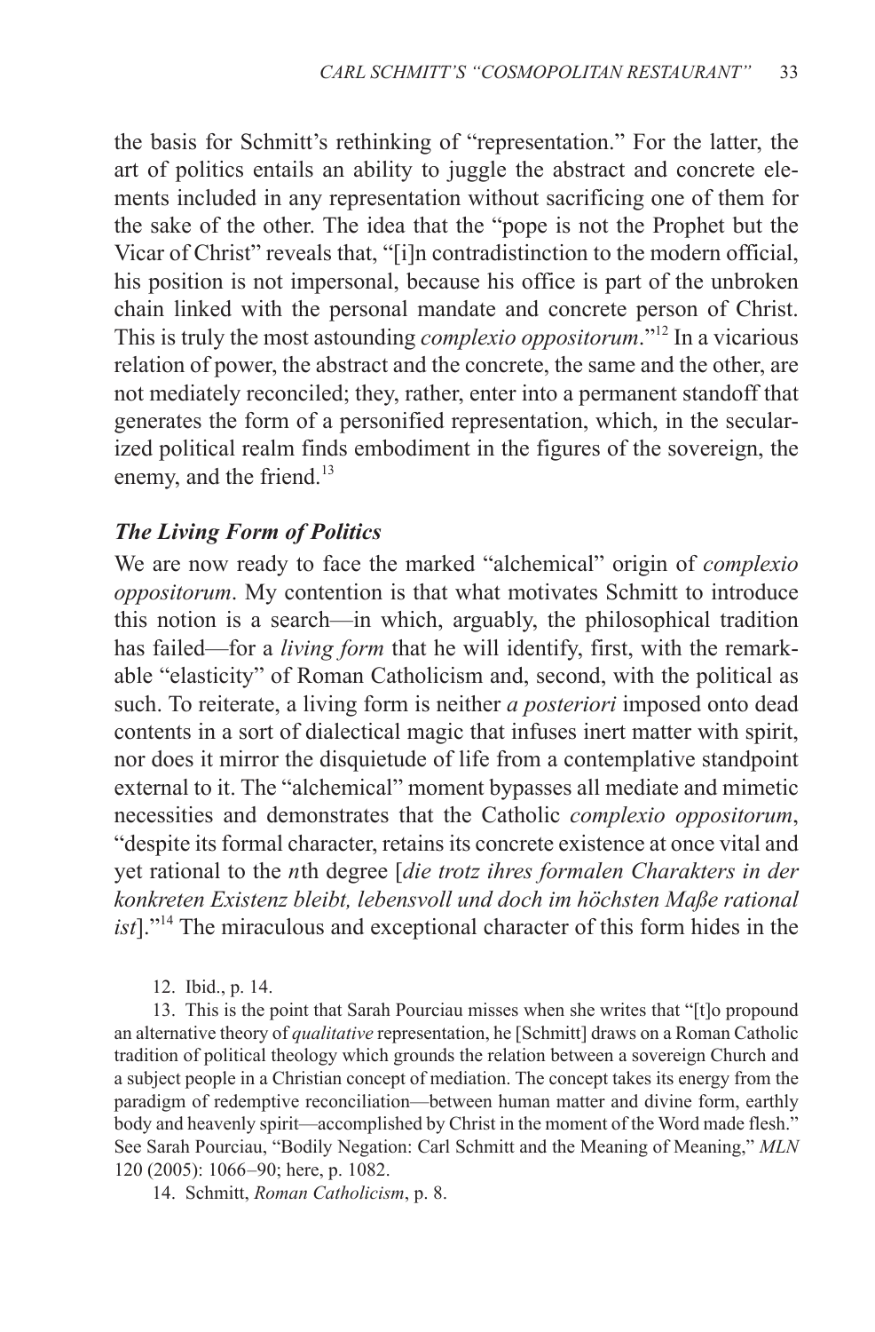the basis for Schmitt's rethinking of "representation." For the latter, the art of politics entails an ability to juggle the abstract and concrete elements included in any representation without sacrificing one of them for the sake of the other. The idea that the "pope is not the Prophet but the Vicar of Christ" reveals that, "[i]n contradistinction to the modern official, his position is not impersonal, because his office is part of the unbroken chain linked with the personal mandate and concrete person of Christ. This is truly the most astounding *complexio oppositorum*."[12] In a vicarious relation of power, the abstract and the concrete, the same and the other, are not mediately reconciled; they, rather, enter into a permanent standoff that generates the form of a personified representation, which, in the secularized political realm finds embodiment in the figures of the sovereign, the enemy, and the friend.[13]

### *The Living Form of Politics*

We are now ready to face the marked "alchemical" origin of *complexio oppositorum*. My contention is that what motivates Schmitt to introduce this notion is a search—in which, arguably, the philosophical tradition has failed—for a *living form* that he will identify, first, with the remarkable "elasticity" of Roman Catholicism and, second, with the political as such. To reiterate, a living form is neither *a posteriori* imposed onto dead contents in a sort of dialectical magic that infuses inert matter with spirit, nor does it mirror the disquietude of life from a contemplative standpoint external to it. The "alchemical" moment bypasses all mediate and mimetic necessities and demonstrates that the Catholic *complexio oppositorum*, "despite its formal character, retains its concrete existence at once vital and yet rational to the *n*th degree [*die trotz ihres formalen Charakters in der konkreten Existenz bleibt, lebensvoll und doch im höchsten Maße rational ist*]."[14] The miraculous and exceptional character of this form hides in the

12. Ibid., p. 14.

13. This is the point that Sarah Pourciau misses when she writes that "[t]o propound an alternative theory of *qualitative* representation, he [Schmitt] draws on a Roman Catholic tradition of political theology which grounds the relation between a sovereign Church and a subject people in a Christian concept of mediation. The concept takes its energy from the paradigm of redemptive reconciliation—between human matter and divine form, earthly body and heavenly spirit—accomplished by Christ in the moment of the Word made flesh." See Sarah Pourciau, "Bodily Negation: Carl Schmitt and the Meaning of Meaning," *MLN* 120 (2005): 1066–90; here, p. 1082.

14. Schmitt, *Roman Catholicism*, p. 8.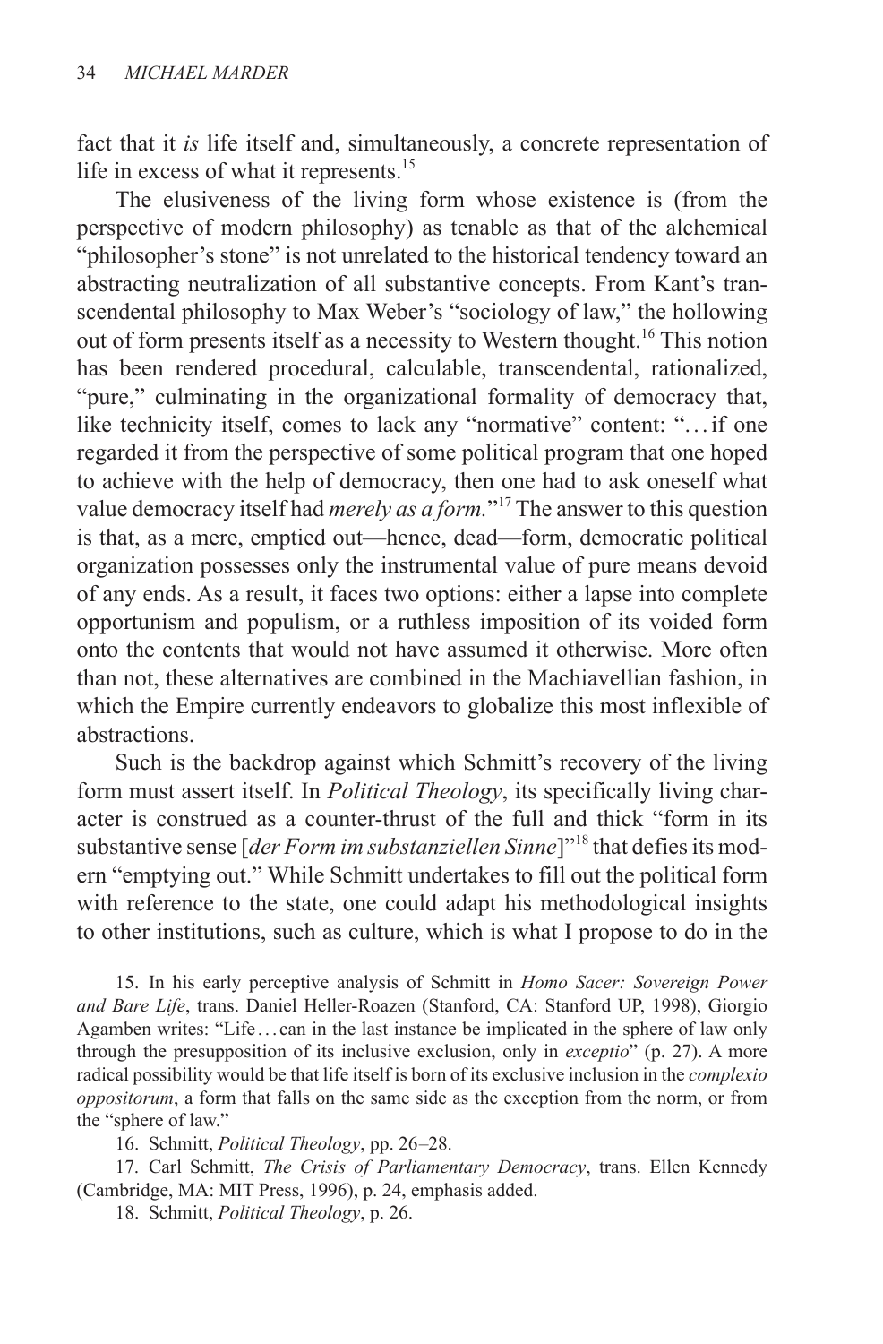fact that it *is* life itself and, simultaneously, a concrete representation of life in excess of what it represents.[15]

The elusiveness of the living form whose existence is (from the perspective of modern philosophy) as tenable as that of the alchemical "philosopher's stone" is not unrelated to the historical tendency toward an abstracting neutralization of all substantive concepts. From Kant's transcendental philosophy to Max Weber's "sociology of law," the hollowing out of form presents itself as a necessity to Western thought.[16] This notion has been rendered procedural, calculable, transcendental, rationalized, "pure," culminating in the organizational formality of democracy that, like technicity itself, comes to lack any "normative" content: "…if one regarded it from the perspective of some political program that one hoped to achieve with the help of democracy, then one had to ask oneself what value democracy itself had *merely as a form.*"[17] The answer to this question is that, as a mere, emptied out—hence, dead—form, democratic political organization possesses only the instrumental value of pure means devoid of any ends. As a result, it faces two options: either a lapse into complete opportunism and populism, or a ruthless imposition of its voided form onto the contents that would not have assumed it otherwise. More often than not, these alternatives are combined in the Machiavellian fashion, in which the Empire currently endeavors to globalize this most inflexible of abstractions.

Such is the backdrop against which Schmitt's recovery of the living form must assert itself. In *Political Theology*, its specifically living character is construed as a counter-thrust of the full and thick "form in its substantive sense [*der Form im substanziellen Sinne*]"[18] that defies its modern "emptying out." While Schmitt undertakes to fill out the political form with reference to the state, one could adapt his methodological insights to other institutions, such as culture, which is what I propose to do in the

15. In his early perceptive analysis of Schmitt in *Homo Sacer: Sovereign Power and Bare Life*, trans. Daniel Heller-Roazen (Stanford, CA: Stanford UP, 1998), Giorgio Agamben writes: "Life…can in the last instance be implicated in the sphere of law only through the presupposition of its inclusive exclusion, only in *exceptio*" (p. 27). A more radical possibility would be that life itself is born of its exclusive inclusion in the *complexio oppositorum*, a form that falls on the same side as the exception from the norm, or from the "sphere of law."

16. Schmitt, *Political Theology*, pp. 26–28.

17. Carl Schmitt, *The Crisis of Parliamentary Democracy*, trans. Ellen Kennedy (Cambridge, MA: MIT Press, 1996), p. 24, emphasis added.

18. Schmitt, *Political Theology*, p. 26.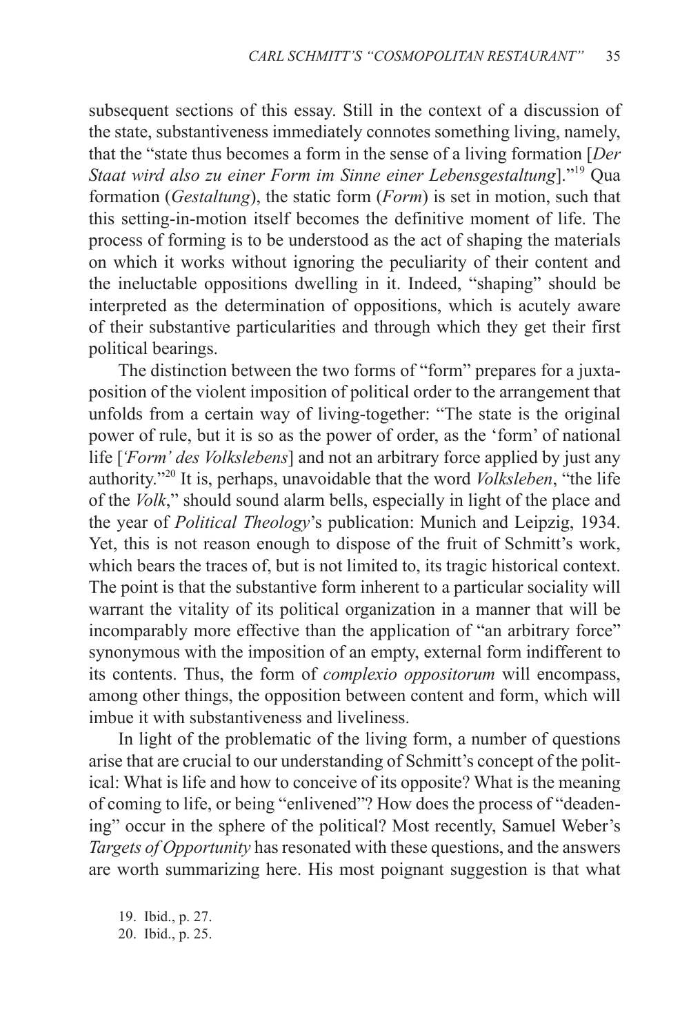subsequent sections of this essay. Still in the context of a discussion of the state, substantiveness immediately connotes something living, namely, that the "state thus becomes a form in the sense of a living formation [*Der Staat wird also zu einer Form im Sinne einer Lebensgestaltung*]."[19] Qua formation (*Gestaltung*), the static form (*Form*) is set in motion, such that this setting-in-motion itself becomes the definitive moment of life. The process of forming is to be understood as the act of shaping the materials on which it works without ignoring the peculiarity of their content and the ineluctable oppositions dwelling in it. Indeed, "shaping" should be interpreted as the determination of oppositions, which is acutely aware of their substantive particularities and through which they get their first political bearings.

The distinction between the two forms of "form" prepares for a juxtaposition of the violent imposition of political order to the arrangement that unfolds from a certain way of living-together: "The state is the original power of rule, but it is so as the power of order, as the 'form' of national life [*'Form' des Volkslebens*] and not an arbitrary force applied by just any authority."[20] It is, perhaps, unavoidable that the word *Volksleben*, "the life of the *Volk*," should sound alarm bells, especially in light of the place and the year of *Political Theology*'s publication: Munich and Leipzig, 1934. Yet, this is not reason enough to dispose of the fruit of Schmitt's work, which bears the traces of, but is not limited to, its tragic historical context. The point is that the substantive form inherent to a particular sociality will warrant the vitality of its political organization in a manner that will be incomparably more effective than the application of "an arbitrary force" synonymous with the imposition of an empty, external form indifferent to its contents. Thus, the form of *complexio oppositorum* will encompass, among other things, the opposition between content and form, which will imbue it with substantiveness and liveliness.

In light of the problematic of the living form, a number of questions arise that are crucial to our understanding of Schmitt's concept of the political: What is life and how to conceive of its opposite? What is the meaning of coming to life, or being "enlivened"? How does the process of "deadening" occur in the sphere of the political? Most recently, Samuel Weber's *Targets of Opportunity* has resonated with these questions, and the answers are worth summarizing here. His most poignant suggestion is that what

19. Ibid., p. 27.
20. Ibid., p. 25.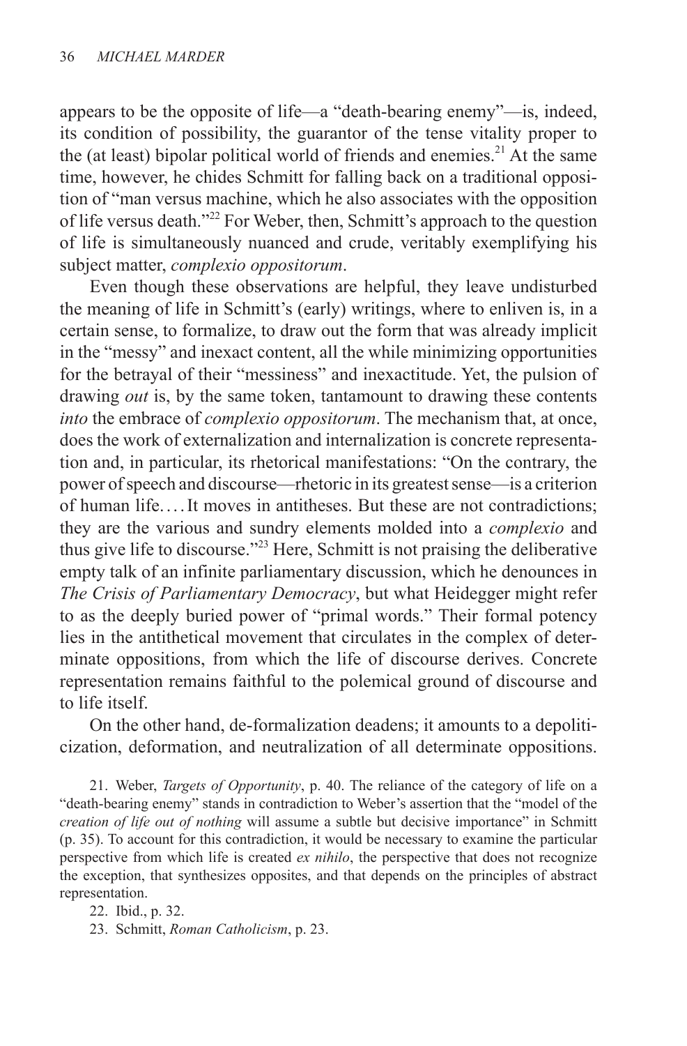appears to be the opposite of life—a "death-bearing enemy"—is, indeed, its condition of possibility, the guarantor of the tense vitality proper to the (at least) bipolar political world of friends and enemies.[21] At the same time, however, he chides Schmitt for falling back on a traditional opposition of "man versus machine, which he also associates with the opposition of life versus death."[22] For Weber, then, Schmitt's approach to the question of life is simultaneously nuanced and crude, veritably exemplifying his subject matter, *complexio oppositorum*.

Even though these observations are helpful, they leave undisturbed the meaning of life in Schmitt's (early) writings, where to enliven is, in a certain sense, to formalize, to draw out the form that was already implicit in the "messy" and inexact content, all the while minimizing opportunities for the betrayal of their "messiness" and inexactitude. Yet, the pulsion of drawing *out* is, by the same token, tantamount to drawing these contents *into* the embrace of *complexio oppositorum*. The mechanism that, at once, does the work of externalization and internalization is concrete representation and, in particular, its rhetorical manifestations: "On the contrary, the power of speech and discourse—rhetoric in its greatest sense—is a criterion of human life. . . . It moves in antitheses. But these are not contradictions; they are the various and sundry elements molded into a *complexio* and thus give life to discourse."[23] Here, Schmitt is not praising the deliberative empty talk of an infinite parliamentary discussion, which he denounces in *The Crisis of Parliamentary Democracy*, but what Heidegger might refer to as the deeply buried power of "primal words." Their formal potency lies in the antithetical movement that circulates in the complex of determinate oppositions, from which the life of discourse derives. Concrete representation remains faithful to the polemical ground of discourse and to life itself.

On the other hand, de-formalization deadens; it amounts to a depoliticization, deformation, and neutralization of all determinate oppositions.

21. Weber, *Targets of Opportunity*, p. 40. The reliance of the category of life on a "death-bearing enemy" stands in contradiction to Weber's assertion that the "model of the *creation of life out of nothing* will assume a subtle but decisive importance" in Schmitt (p. 35). To account for this contradiction, it would be necessary to examine the particular perspective from which life is created *ex nihilo*, the perspective that does not recognize the exception, that synthesizes opposites, and that depends on the principles of abstract representation.

22. Ibid., p. 32.

23. Schmitt, *Roman Catholicism*, p. 23.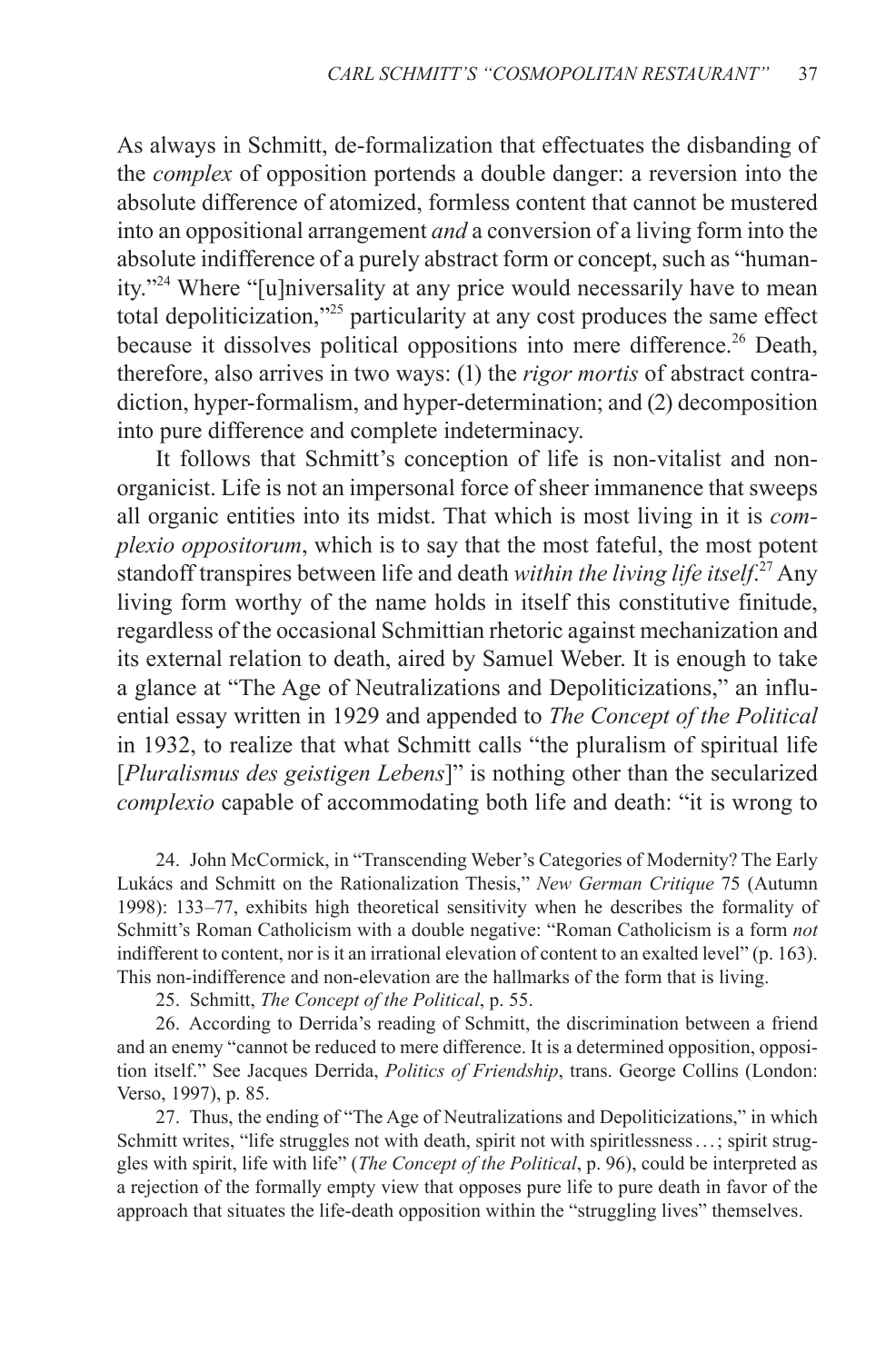As always in Schmitt, de-formalization that effectuates the disbanding of the *complex* of opposition portends a double danger: a reversion into the absolute difference of atomized, formless content that cannot be mustered into an oppositional arrangement *and* a conversion of a living form into the absolute indifference of a purely abstract form or concept, such as "humanity."[24] Where "[u]niversality at any price would necessarily have to mean total depoliticization,"[25] particularity at any cost produces the same effect because it dissolves political oppositions into mere difference.[26] Death, therefore, also arrives in two ways: (1) the *rigor mortis* of abstract contradiction, hyper-formalism, and hyper-determination; and (2) decomposition into pure difference and complete indeterminacy.

It follows that Schmitt's conception of life is non-vitalist and non-organicist. Life is not an impersonal force of sheer immanence that sweeps all organic entities into its midst. That which is most living in it is *complexio oppositorum*, which is to say that the most fateful, the most potent standoff transpires between life and death *within the living life itself*.[27] Any living form worthy of the name holds in itself this constitutive finitude, regardless of the occasional Schmittian rhetoric against mechanization and its external relation to death, aired by Samuel Weber. It is enough to take a glance at "The Age of Neutralizations and Depoliticizations," an influential essay written in 1929 and appended to *The Concept of the Political* in 1932, to realize that what Schmitt calls "the pluralism of spiritual life [*Pluralismus des geistigen Lebens*]" is nothing other than the secularized *complexio* capable of accommodating both life and death: "it is wrong to

24. John McCormick, in "Transcending Weber's Categories of Modernity? The Early Lukács and Schmitt on the Rationalization Thesis," *New German Critique* 75 (Autumn 1998): 133–77, exhibits high theoretical sensitivity when he describes the formality of Schmitt's Roman Catholicism with a double negative: "Roman Catholicism is a form *not* indifferent to content, nor is it an irrational elevation of content to an exalted level" (p. 163). This non-indifference and non-elevation are the hallmarks of the form that is living.

25. Schmitt, *The Concept of the Political*, p. 55.

26. According to Derrida's reading of Schmitt, the discrimination between a friend and an enemy "cannot be reduced to mere difference. It is a determined opposition, opposition itself." See Jacques Derrida, *Politics of Friendship*, trans. George Collins (London: Verso, 1997), p. 85.

27. Thus, the ending of "The Age of Neutralizations and Depoliticizations," in which Schmitt writes, "life struggles not with death, spirit not with spiritlessness . . . ; spirit struggles with spirit, life with life" (*The Concept of the Political*, p. 96), could be interpreted as a rejection of the formally empty view that opposes pure life to pure death in favor of the approach that situates the life-death opposition within the "struggling lives" themselves.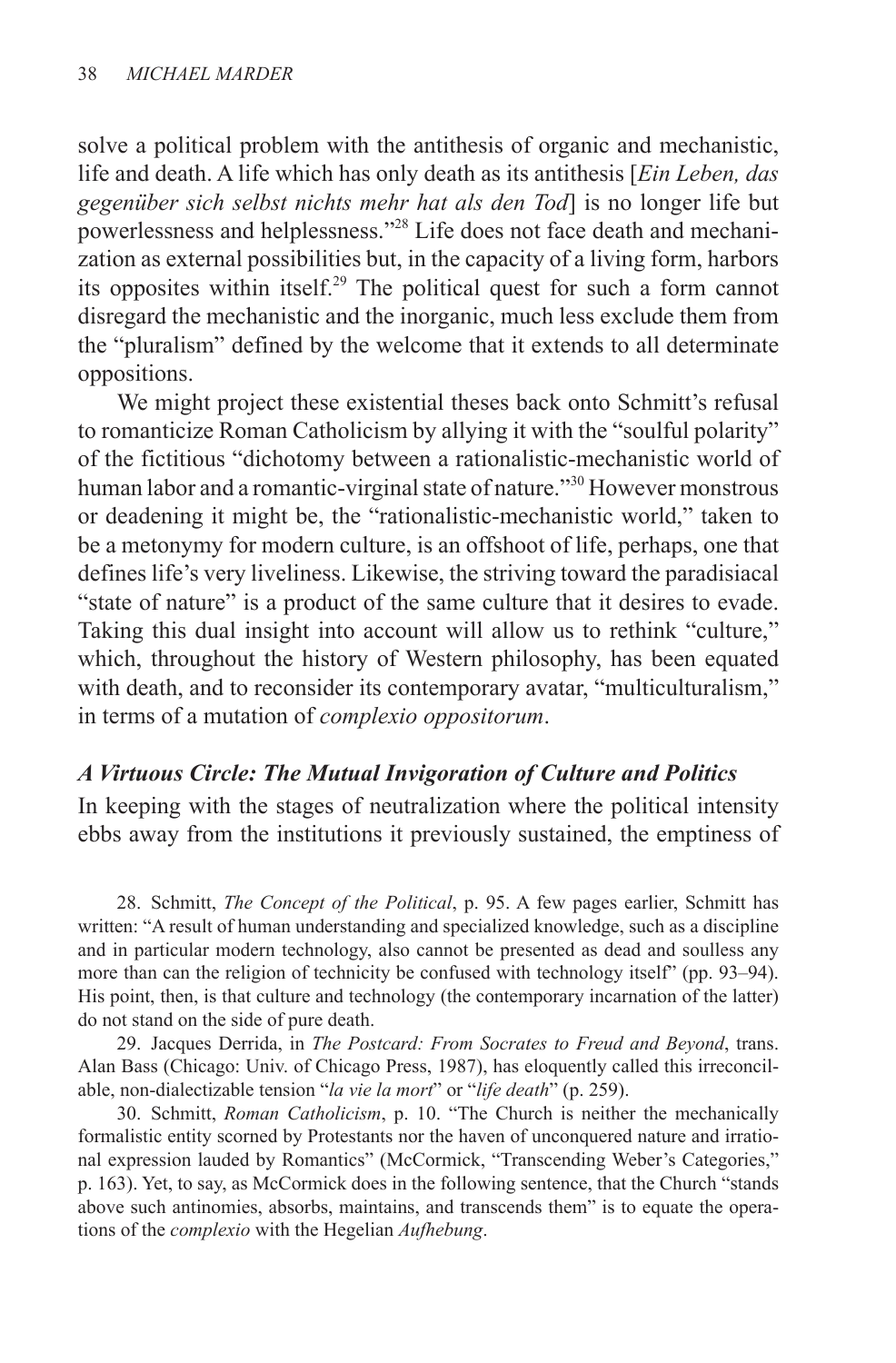solve a political problem with the antithesis of organic and mechanistic, life and death. A life which has only death as its antithesis [*Ein Leben, das gegenüber sich selbst nichts mehr hat als den Tod*] is no longer life but powerlessness and helplessness."[28] Life does not face death and mechanization as external possibilities but, in the capacity of a living form, harbors its opposites within itself.[29] The political quest for such a form cannot disregard the mechanistic and the inorganic, much less exclude them from the "pluralism" defined by the welcome that it extends to all determinate oppositions.

We might project these existential theses back onto Schmitt's refusal to romanticize Roman Catholicism by allying it with the "soulful polarity" of the fictitious "dichotomy between a rationalistic-mechanistic world of human labor and a romantic-virginal state of nature."[30] However monstrous or deadening it might be, the "rationalistic-mechanistic world," taken to be a metonymy for modern culture, is an offshoot of life, perhaps, one that defines life's very liveliness. Likewise, the striving toward the paradisiacal "state of nature" is a product of the same culture that it desires to evade. Taking this dual insight into account will allow us to rethink "culture," which, throughout the history of Western philosophy, has been equated with death, and to reconsider its contemporary avatar, "multiculturalism," in terms of a mutation of *complexio oppositorum*.

### *A Virtuous Circle: The Mutual Invigoration of Culture and Politics*

In keeping with the stages of neutralization where the political intensity ebbs away from the institutions it previously sustained, the emptiness of

28. Schmitt, *The Concept of the Political*, p. 95. A few pages earlier, Schmitt has written: "A result of human understanding and specialized knowledge, such as a discipline and in particular modern technology, also cannot be presented as dead and soulless any more than can the religion of technicity be confused with technology itself" (pp. 93–94). His point, then, is that culture and technology (the contemporary incarnation of the latter) do not stand on the side of pure death.

29. Jacques Derrida, in *The Postcard: From Socrates to Freud and Beyond*, trans. Alan Bass (Chicago: Univ. of Chicago Press, 1987), has eloquently called this irreconcilable, non-dialectizable tension "*la vie la mort*" or "*life death*" (p. 259).

30. Schmitt, *Roman Catholicism*, p. 10. "The Church is neither the mechanically formalistic entity scorned by Protestants nor the haven of unconquered nature and irrational expression lauded by Romantics" (McCormick, "Transcending Weber's Categories," p. 163). Yet, to say, as McCormick does in the following sentence, that the Church "stands above such antinomies, absorbs, maintains, and transcends them" is to equate the operations of the *complexio* with the Hegelian *Aufhebung*.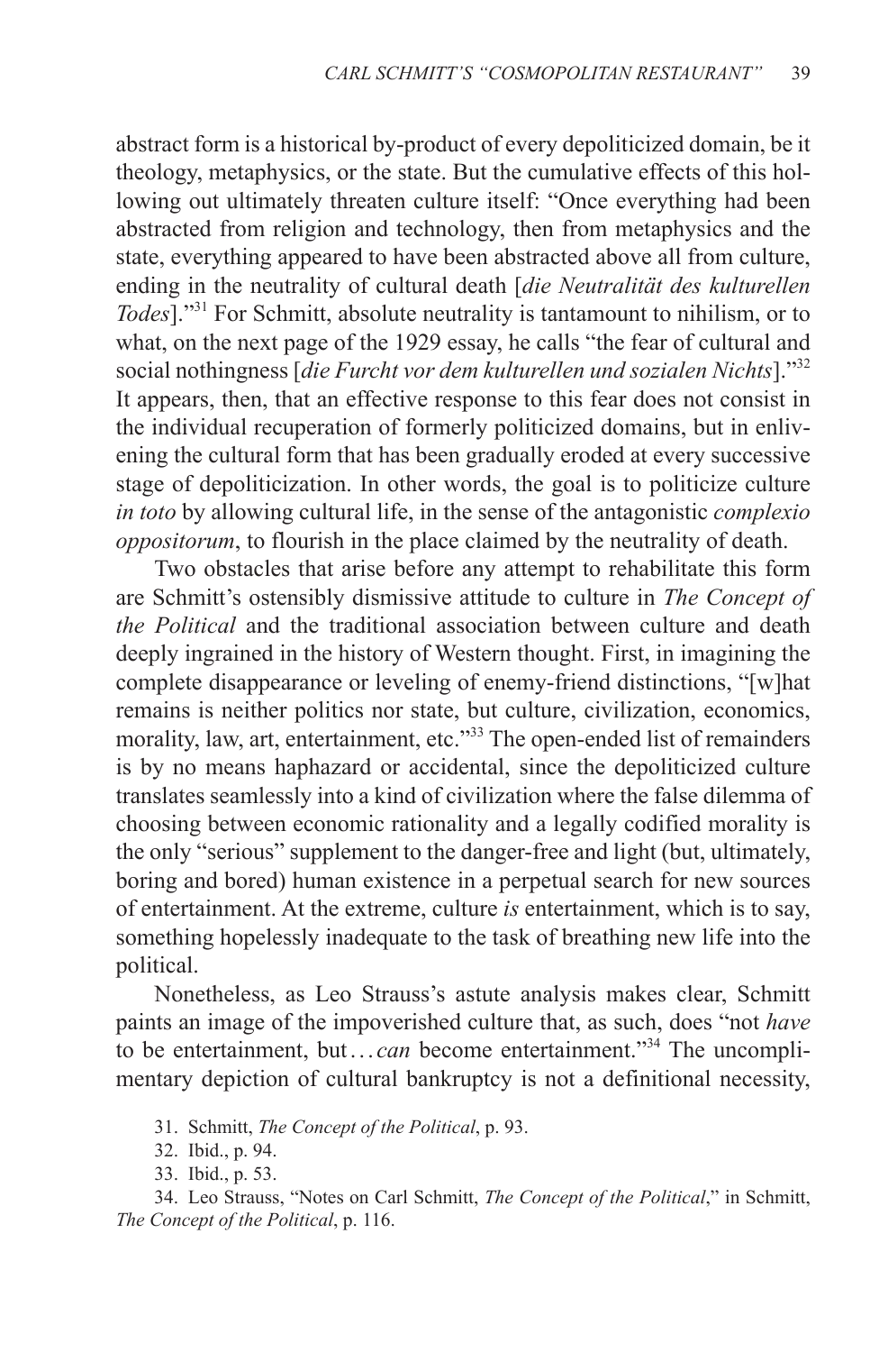abstract form is a historical by-product of every depoliticized domain, be it theology, metaphysics, or the state. But the cumulative effects of this hollowing out ultimately threaten culture itself: "Once everything had been abstracted from religion and technology, then from metaphysics and the state, everything appeared to have been abstracted above all from culture, ending in the neutrality of cultural death [*die Neutralität des kulturellen Todes*]."[31] For Schmitt, absolute neutrality is tantamount to nihilism, or to what, on the next page of the 1929 essay, he calls "the fear of cultural and social nothingness [*die Furcht vor dem kulturellen und sozialen Nichts*]."[32] It appears, then, that an effective response to this fear does not consist in the individual recuperation of formerly politicized domains, but in enlivening the cultural form that has been gradually eroded at every successive stage of depoliticization. In other words, the goal is to politicize culture *in toto* by allowing cultural life, in the sense of the antagonistic *complexio oppositorum*, to flourish in the place claimed by the neutrality of death.

Two obstacles that arise before any attempt to rehabilitate this form are Schmitt's ostensibly dismissive attitude to culture in *The Concept of the Political* and the traditional association between culture and death deeply ingrained in the history of Western thought. First, in imagining the complete disappearance or leveling of enemy-friend distinctions, "[w]hat remains is neither politics nor state, but culture, civilization, economics, morality, law, art, entertainment, etc."[33] The open-ended list of remainders is by no means haphazard or accidental, since the depoliticized culture translates seamlessly into a kind of civilization where the false dilemma of choosing between economic rationality and a legally codified morality is the only "serious" supplement to the danger-free and light (but, ultimately, boring and bored) human existence in a perpetual search for new sources of entertainment. At the extreme, culture *is* entertainment, which is to say, something hopelessly inadequate to the task of breathing new life into the political.

Nonetheless, as Leo Strauss's astute analysis makes clear, Schmitt paints an image of the impoverished culture that, as such, does "not *have* to be entertainment, but . . . *can* become entertainment."[34] The uncomplimentary depiction of cultural bankruptcy is not a definitional necessity,

31. Schmitt, *The Concept of the Political*, p. 93.

32. Ibid., p. 94.

33. Ibid., p. 53.

34. Leo Strauss, "Notes on Carl Schmitt, *The Concept of the Political*," in Schmitt, *The Concept of the Political*, p. 116.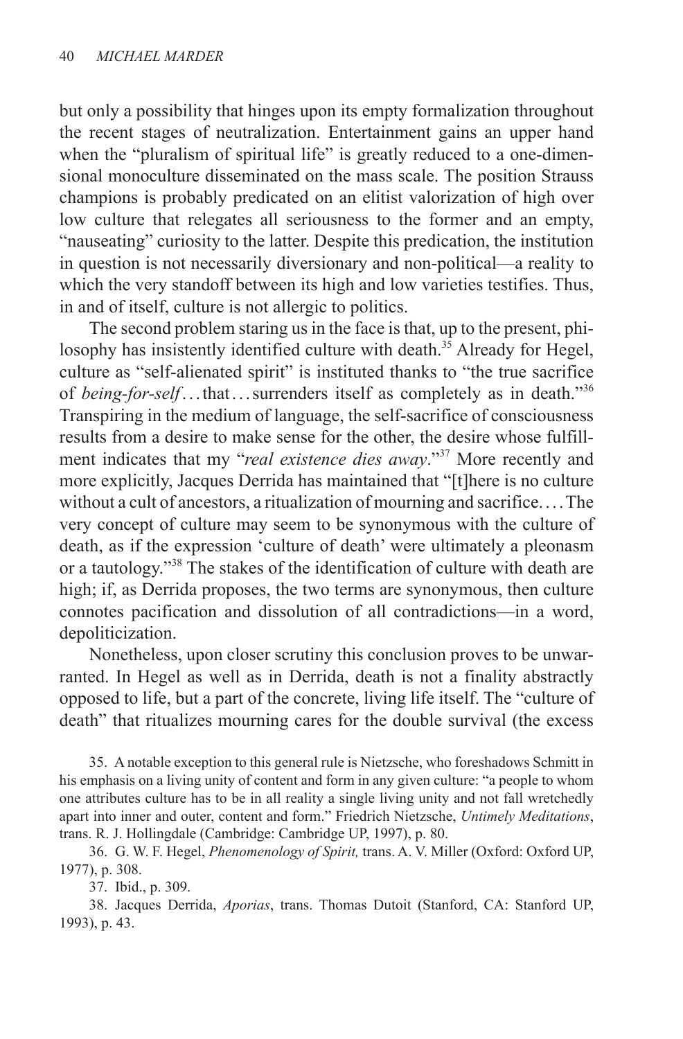but only a possibility that hinges upon its empty formalization throughout the recent stages of neutralization. Entertainment gains an upper hand when the "pluralism of spiritual life" is greatly reduced to a one-dimensional monoculture disseminated on the mass scale. The position Strauss champions is probably predicated on an elitist valorization of high over low culture that relegates all seriousness to the former and an empty, "nauseating" curiosity to the latter. Despite this predication, the institution in question is not necessarily diversionary and non-political—a reality to which the very standoff between its high and low varieties testifies. Thus, in and of itself, culture is not allergic to politics.

The second problem staring us in the face is that, up to the present, philosophy has insistently identified culture with death.[35] Already for Hegel, culture as "self-alienated spirit" is instituted thanks to "the true sacrifice of *being-for-self*...that...surrenders itself as completely as in death."[36] Transpiring in the medium of language, the self-sacrifice of consciousness results from a desire to make sense for the other, the desire whose fulfillment indicates that my "*real existence dies away*."[37] More recently and more explicitly, Jacques Derrida has maintained that "[t]here is no culture without a cult of ancestors, a ritualization of mourning and sacrifice....The very concept of culture may seem to be synonymous with the culture of death, as if the expression 'culture of death' were ultimately a pleonasm or a tautology."[38] The stakes of the identification of culture with death are high; if, as Derrida proposes, the two terms are synonymous, then culture connotes pacification and dissolution of all contradictions—in a word, depoliticization.

Nonetheless, upon closer scrutiny this conclusion proves to be unwarranted. In Hegel as well as in Derrida, death is not a finality abstractly opposed to life, but a part of the concrete, living life itself. The "culture of death" that ritualizes mourning cares for the double survival (the excess

35. A notable exception to this general rule is Nietzsche, who foreshadows Schmitt in his emphasis on a living unity of content and form in any given culture: "a people to whom one attributes culture has to be in all reality a single living unity and not fall wretchedly apart into inner and outer, content and form." Friedrich Nietzsche, *Untimely Meditations*, trans. R. J. Hollingdale (Cambridge: Cambridge UP, 1997), p. 80.

36. G. W. F. Hegel, *Phenomenology of Spirit,* trans. A. V. Miller (Oxford: Oxford UP, 1977), p. 308.

37. Ibid., p. 309.

38. Jacques Derrida, *Aporias*, trans. Thomas Dutoit (Stanford, CA: Stanford UP, 1993), p. 43.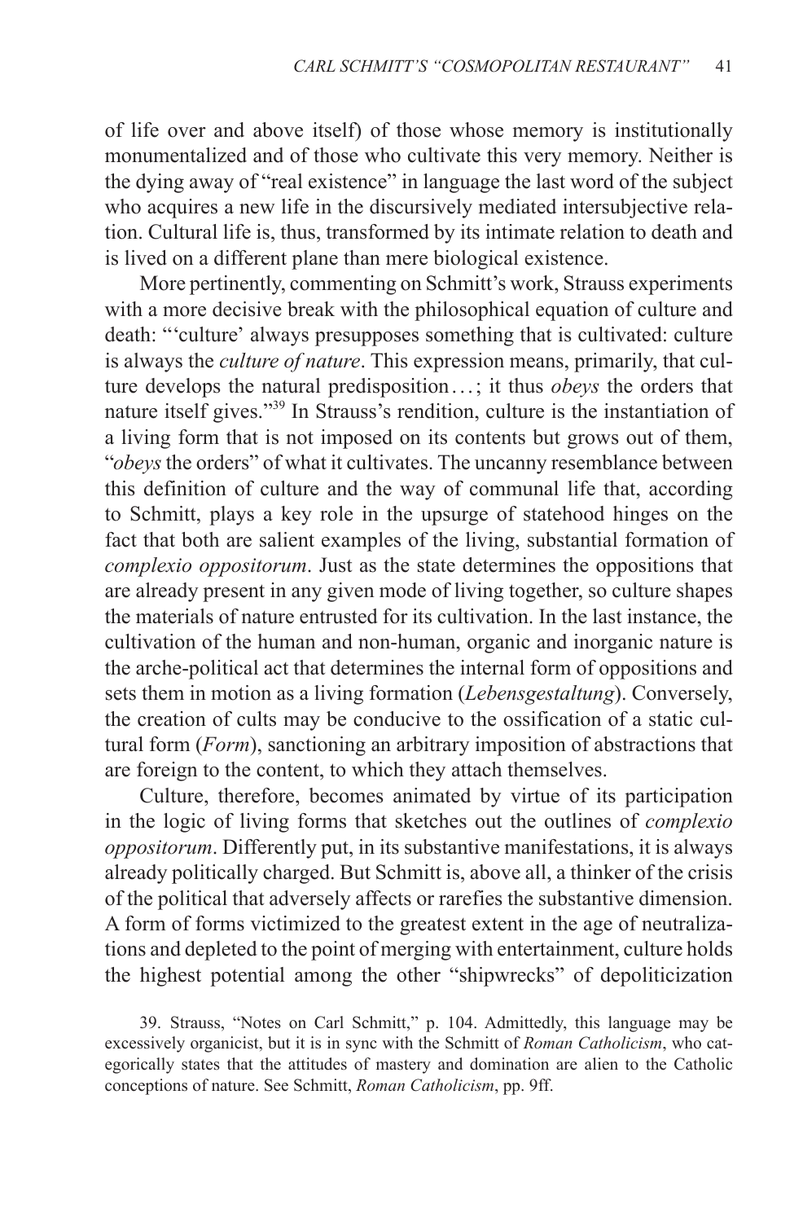of life over and above itself) of those whose memory is institutionally monumentalized and of those who cultivate this very memory. Neither is the dying away of "real existence" in language the last word of the subject who acquires a new life in the discursively mediated intersubjective relation. Cultural life is, thus, transformed by its intimate relation to death and is lived on a different plane than mere biological existence.

More pertinently, commenting on Schmitt's work, Strauss experiments with a more decisive break with the philosophical equation of culture and death: "'culture' always presupposes something that is cultivated: culture is always the *culture of nature*. This expression means, primarily, that culture develops the natural predisposition…; it thus *obeys* the orders that nature itself gives."[39] In Strauss's rendition, culture is the instantiation of a living form that is not imposed on its contents but grows out of them, "*obeys* the orders" of what it cultivates. The uncanny resemblance between this definition of culture and the way of communal life that, according to Schmitt, plays a key role in the upsurge of statehood hinges on the fact that both are salient examples of the living, substantial formation of *complexio oppositorum*. Just as the state determines the oppositions that are already present in any given mode of living together, so culture shapes the materials of nature entrusted for its cultivation. In the last instance, the cultivation of the human and non-human, organic and inorganic nature is the arche-political act that determines the internal form of oppositions and sets them in motion as a living formation (*Lebensgestaltung*). Conversely, the creation of cults may be conducive to the ossification of a static cultural form (*Form*), sanctioning an arbitrary imposition of abstractions that are foreign to the content, to which they attach themselves.

Culture, therefore, becomes animated by virtue of its participation in the logic of living forms that sketches out the outlines of *complexio oppositorum*. Differently put, in its substantive manifestations, it is always already politically charged. But Schmitt is, above all, a thinker of the crisis of the political that adversely affects or rarefies the substantive dimension. A form of forms victimized to the greatest extent in the age of neutralizations and depleted to the point of merging with entertainment, culture holds the highest potential among the other "shipwrecks" of depoliticization

39. Strauss, "Notes on Carl Schmitt," p. 104. Admittedly, this language may be excessively organicist, but it is in sync with the Schmitt of *Roman Catholicism*, who categorically states that the attitudes of mastery and domination are alien to the Catholic conceptions of nature. See Schmitt, *Roman Catholicism*, pp. 9ff.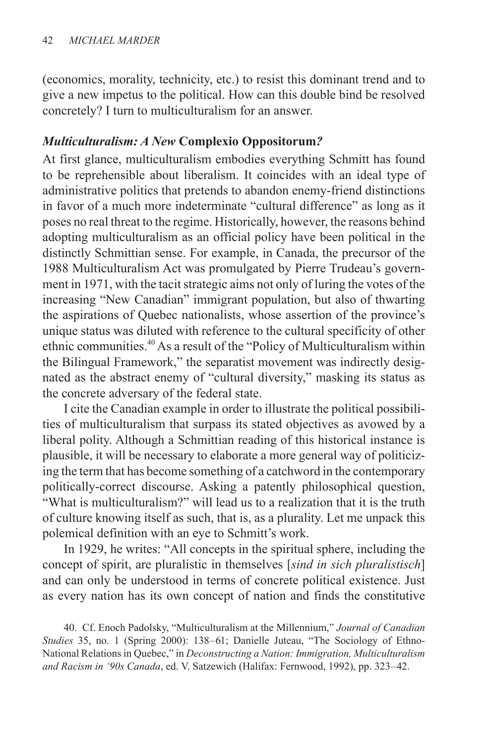(economics, morality, technicity, etc.) to resist this dominant trend and to give a new impetus to the political. How can this double bind be resolved concretely? I turn to multiculturalism for an answer.

### *Multiculturalism: A New* **Complexio Oppositorum***?*

At first glance, multiculturalism embodies everything Schmitt has found to be reprehensible about liberalism. It coincides with an ideal type of administrative politics that pretends to abandon enemy-friend distinctions in favor of a much more indeterminate "cultural difference" as long as it poses no real threat to the regime. Historically, however, the reasons behind adopting multiculturalism as an official policy have been political in the distinctly Schmittian sense. For example, in Canada, the precursor of the 1988 Multiculturalism Act was promulgated by Pierre Trudeau's government in 1971, with the tacit strategic aims not only of luring the votes of the increasing "New Canadian" immigrant population, but also of thwarting the aspirations of Quebec nationalists, whose assertion of the province's unique status was diluted with reference to the cultural specificity of other ethnic communities.[40] As a result of the "Policy of Multiculturalism within the Bilingual Framework," the separatist movement was indirectly designated as the abstract enemy of "cultural diversity," masking its status as the concrete adversary of the federal state.

I cite the Canadian example in order to illustrate the political possibilities of multiculturalism that surpass its stated objectives as avowed by a liberal polity. Although a Schmittian reading of this historical instance is plausible, it will be necessary to elaborate a more general way of politicizing the term that has become something of a catchword in the contemporary politically-correct discourse. Asking a patently philosophical question, "What is multiculturalism?" will lead us to a realization that it is the truth of culture knowing itself as such, that is, as a plurality. Let me unpack this polemical definition with an eye to Schmitt's work.

In 1929, he writes: "All concepts in the spiritual sphere, including the concept of spirit, are pluralistic in themselves [*sind in sich pluralistisch*] and can only be understood in terms of concrete political existence. Just as every nation has its own concept of nation and finds the constitutive

40. Cf. Enoch Padolsky, "Multiculturalism at the Millennium," *Journal of Canadian Studies* 35, no. 1 (Spring 2000): 138–61; Danielle Juteau, "The Sociology of Ethno-National Relations in Quebec," in *Deconstructing a Nation: Immigration, Multiculturalism and Racism in '90s Canada*, ed. V. Satzewich (Halifax: Fernwood, 1992), pp. 323–42.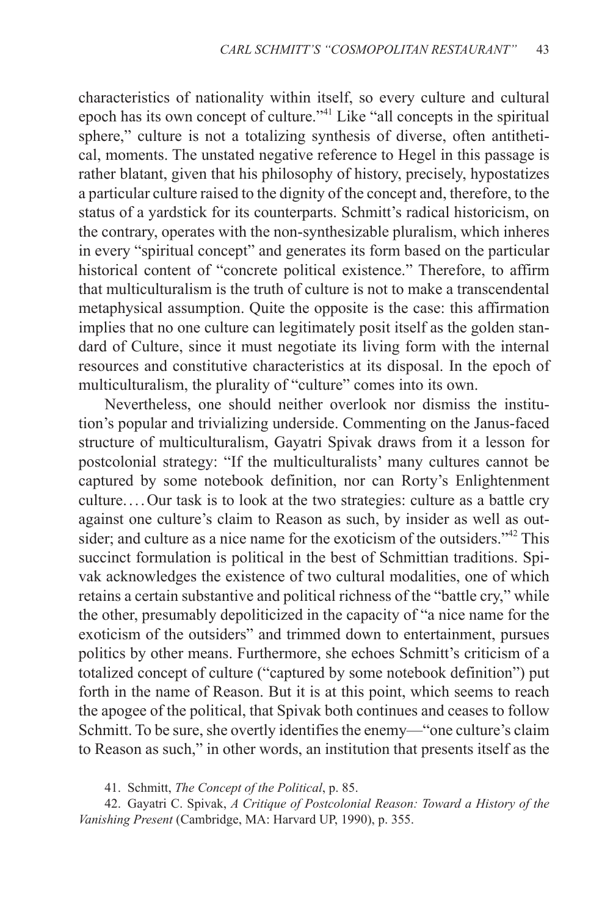characteristics of nationality within itself, so every culture and cultural epoch has its own concept of culture."[41] Like "all concepts in the spiritual sphere," culture is not a totalizing synthesis of diverse, often antithetical, moments. The unstated negative reference to Hegel in this passage is rather blatant, given that his philosophy of history, precisely, hypostatizes a particular culture raised to the dignity of the concept and, therefore, to the status of a yardstick for its counterparts. Schmitt's radical historicism, on the contrary, operates with the non-synthesizable pluralism, which inheres in every "spiritual concept" and generates its form based on the particular historical content of "concrete political existence." Therefore, to affirm that multiculturalism is the truth of culture is not to make a transcendental metaphysical assumption. Quite the opposite is the case: this affirmation implies that no one culture can legitimately posit itself as the golden standard of Culture, since it must negotiate its living form with the internal resources and constitutive characteristics at its disposal. In the epoch of multiculturalism, the plurality of "culture" comes into its own.

Nevertheless, one should neither overlook nor dismiss the institution's popular and trivializing underside. Commenting on the Janus-faced structure of multiculturalism, Gayatri Spivak draws from it a lesson for postcolonial strategy: "If the multiculturalists' many cultures cannot be captured by some notebook definition, nor can Rorty's Enlightenment culture. . . . Our task is to look at the two strategies: culture as a battle cry against one culture's claim to Reason as such, by insider as well as outsider; and culture as a nice name for the exoticism of the outsiders."[42] This succinct formulation is political in the best of Schmittian traditions. Spivak acknowledges the existence of two cultural modalities, one of which retains a certain substantive and political richness of the "battle cry," while the other, presumably depoliticized in the capacity of "a nice name for the exoticism of the outsiders" and trimmed down to entertainment, pursues politics by other means. Furthermore, she echoes Schmitt's criticism of a totalized concept of culture ("captured by some notebook definition") put forth in the name of Reason. But it is at this point, which seems to reach the apogee of the political, that Spivak both continues and ceases to follow Schmitt. To be sure, she overtly identifies the enemy—"one culture's claim to Reason as such," in other words, an institution that presents itself as the

41. Schmitt, *The Concept of the Political*, p. 85.

42. Gayatri C. Spivak, *A Critique of Postcolonial Reason: Toward a History of the Vanishing Present* (Cambridge, MA: Harvard UP, 1990), p. 355.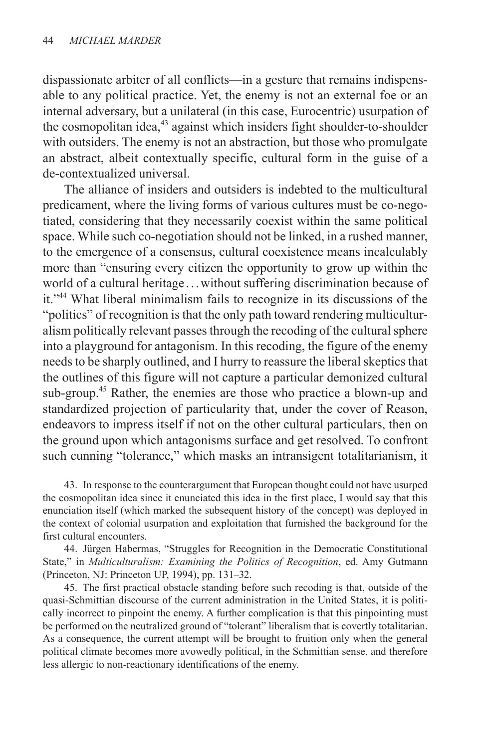dispassionate arbiter of all conflicts—in a gesture that remains indispensable to any political practice. Yet, the enemy is not an external foe or an internal adversary, but a unilateral (in this case, Eurocentric) usurpation of the cosmopolitan idea,[43] against which insiders fight shoulder-to-shoulder with outsiders. The enemy is not an abstraction, but those who promulgate an abstract, albeit contextually specific, cultural form in the guise of a de-contextualized universal.

The alliance of insiders and outsiders is indebted to the multicultural predicament, where the living forms of various cultures must be co-negotiated, considering that they necessarily coexist within the same political space. While such co-negotiation should not be linked, in a rushed manner, to the emergence of a consensus, cultural coexistence means incalculably more than "ensuring every citizen the opportunity to grow up within the world of a cultural heritage . . . without suffering discrimination because of it."[44] What liberal minimalism fails to recognize in its discussions of the "politics" of recognition is that the only path toward rendering multiculturalism politically relevant passes through the recoding of the cultural sphere into a playground for antagonism. In this recoding, the figure of the enemy needs to be sharply outlined, and I hurry to reassure the liberal skeptics that the outlines of this figure will not capture a particular demonized cultural sub-group.[45] Rather, the enemies are those who practice a blown-up and standardized projection of particularity that, under the cover of Reason, endeavors to impress itself if not on the other cultural particulars, then on the ground upon which antagonisms surface and get resolved. To confront such cunning "tolerance," which masks an intransigent totalitarianism, it

43. In response to the counterargument that European thought could not have usurped the cosmopolitan idea since it enunciated this idea in the first place, I would say that this enunciation itself (which marked the subsequent history of the concept) was deployed in the context of colonial usurpation and exploitation that furnished the background for the first cultural encounters.

44. Jürgen Habermas, "Struggles for Recognition in the Democratic Constitutional State," in *Multiculturalism: Examining the Politics of Recognition*, ed. Amy Gutmann (Princeton, NJ: Princeton UP, 1994), pp. 131–32.

45. The first practical obstacle standing before such recoding is that, outside of the quasi-Schmittian discourse of the current administration in the United States, it is politically incorrect to pinpoint the enemy. A further complication is that this pinpointing must be performed on the neutralized ground of "tolerant" liberalism that is covertly totalitarian. As a consequence, the current attempt will be brought to fruition only when the general political climate becomes more avowedly political, in the Schmittian sense, and therefore less allergic to non-reactionary identifications of the enemy.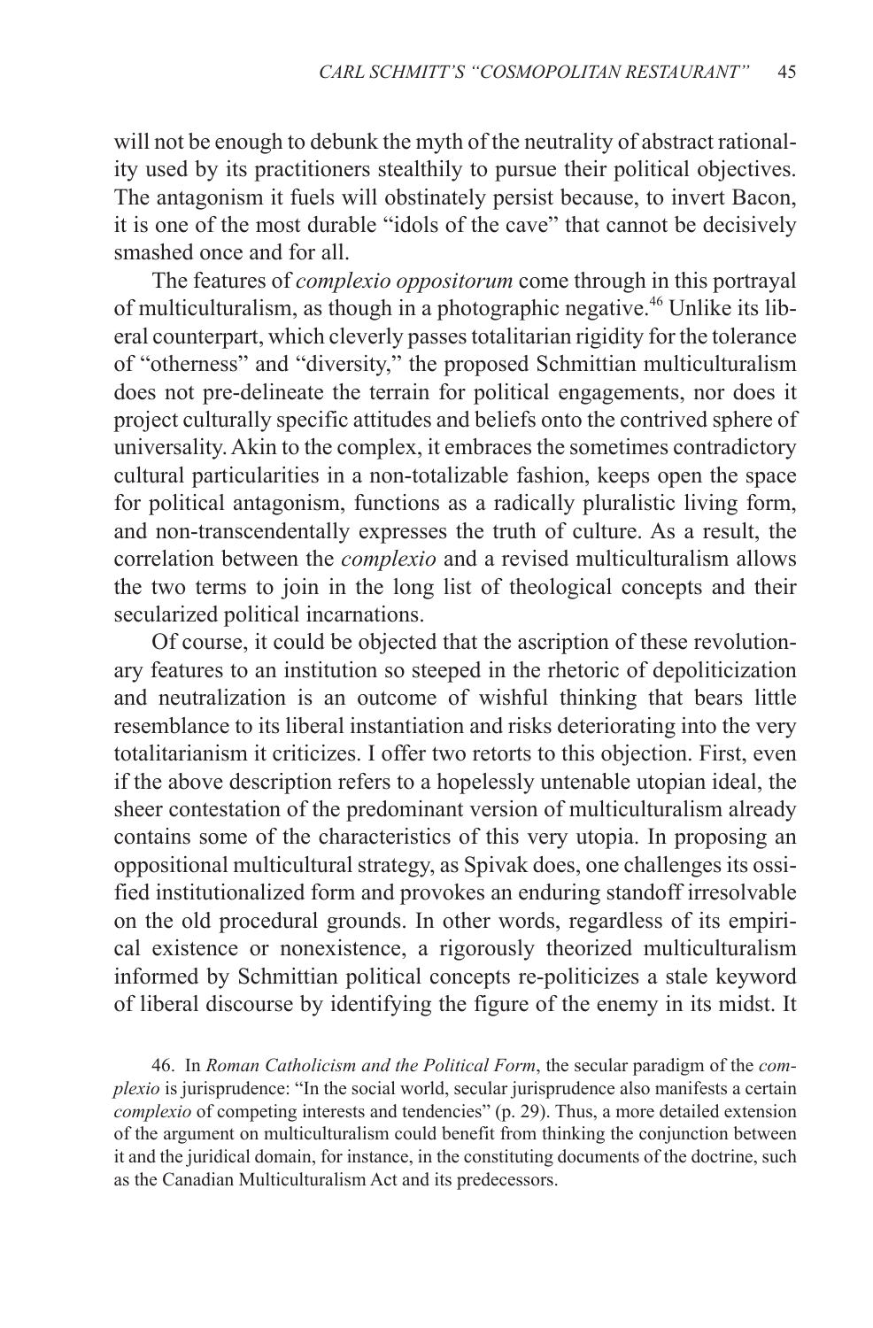will not be enough to debunk the myth of the neutrality of abstract rationality used by its practitioners stealthily to pursue their political objectives. The antagonism it fuels will obstinately persist because, to invert Bacon, it is one of the most durable "idols of the cave" that cannot be decisively smashed once and for all.

The features of *complexio oppositorum* come through in this portrayal of multiculturalism, as though in a photographic negative.[46] Unlike its liberal counterpart, which cleverly passes totalitarian rigidity for the tolerance of "otherness" and "diversity," the proposed Schmittian multiculturalism does not pre-delineate the terrain for political engagements, nor does it project culturally specific attitudes and beliefs onto the contrived sphere of universality. Akin to the complex, it embraces the sometimes contradictory cultural particularities in a non-totalizable fashion, keeps open the space for political antagonism, functions as a radically pluralistic living form, and non-transcendentally expresses the truth of culture. As a result, the correlation between the *complexio* and a revised multiculturalism allows the two terms to join in the long list of theological concepts and their secularized political incarnations.

Of course, it could be objected that the ascription of these revolutionary features to an institution so steeped in the rhetoric of depoliticization and neutralization is an outcome of wishful thinking that bears little resemblance to its liberal instantiation and risks deteriorating into the very totalitarianism it criticizes. I offer two retorts to this objection. First, even if the above description refers to a hopelessly untenable utopian ideal, the sheer contestation of the predominant version of multiculturalism already contains some of the characteristics of this very utopia. In proposing an oppositional multicultural strategy, as Spivak does, one challenges its ossified institutionalized form and provokes an enduring standoff irresolvable on the old procedural grounds. In other words, regardless of its empirical existence or nonexistence, a rigorously theorized multiculturalism informed by Schmittian political concepts re-politicizes a stale keyword of liberal discourse by identifying the figure of the enemy in its midst. It

46. In *Roman Catholicism and the Political Form*, the secular paradigm of the *complexio* is jurisprudence: "In the social world, secular jurisprudence also manifests a certain *complexio* of competing interests and tendencies" (p. 29). Thus, a more detailed extension of the argument on multiculturalism could benefit from thinking the conjunction between it and the juridical domain, for instance, in the constituting documents of the doctrine, such as the Canadian Multiculturalism Act and its predecessors.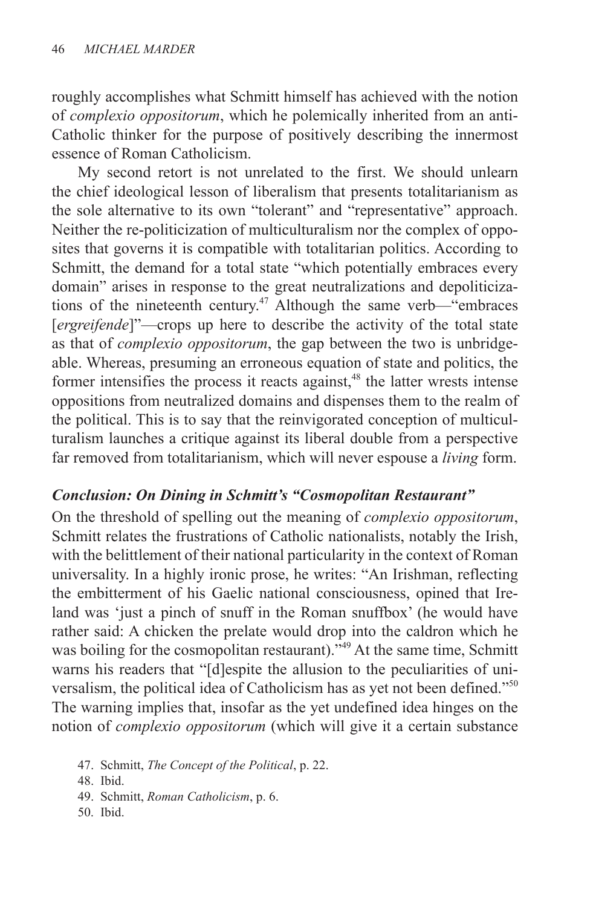roughly accomplishes what Schmitt himself has achieved with the notion of *complexio oppositorum*, which he polemically inherited from an anti-Catholic thinker for the purpose of positively describing the innermost essence of Roman Catholicism.

My second retort is not unrelated to the first. We should unlearn the chief ideological lesson of liberalism that presents totalitarianism as the sole alternative to its own "tolerant" and "representative" approach. Neither the re-politicization of multiculturalism nor the complex of opposites that governs it is compatible with totalitarian politics. According to Schmitt, the demand for a total state "which potentially embraces every domain" arises in response to the great neutralizations and depoliticizations of the nineteenth century.[47] Although the same verb—"embraces [*ergreifende*]"—crops up here to describe the activity of the total state as that of *complexio oppositorum*, the gap between the two is unbridgeable. Whereas, presuming an erroneous equation of state and politics, the former intensifies the process it reacts against,[48] the latter wrests intense oppositions from neutralized domains and dispenses them to the realm of the political. This is to say that the reinvigorated conception of multiculturalism launches a critique against its liberal double from a perspective far removed from totalitarianism, which will never espouse a *living* form.

### *Conclusion: On Dining in Schmitt's "Cosmopolitan Restaurant"*

On the threshold of spelling out the meaning of *complexio oppositorum*, Schmitt relates the frustrations of Catholic nationalists, notably the Irish, with the belittlement of their national particularity in the context of Roman universality. In a highly ironic prose, he writes: "An Irishman, reflecting the embitterment of his Gaelic national consciousness, opined that Ireland was 'just a pinch of snuff in the Roman snuffbox' (he would have rather said: A chicken the prelate would drop into the caldron which he was boiling for the cosmopolitan restaurant)."[49] At the same time, Schmitt warns his readers that "[d]espite the allusion to the peculiarities of universalism, the political idea of Catholicism has as yet not been defined."[50] The warning implies that, insofar as the yet undefined idea hinges on the notion of *complexio oppositorum* (which will give it a certain substance

47. Schmitt, *The Concept of the Political*, p. 22.
48. Ibid.
49. Schmitt, *Roman Catholicism*, p. 6.
50. Ibid.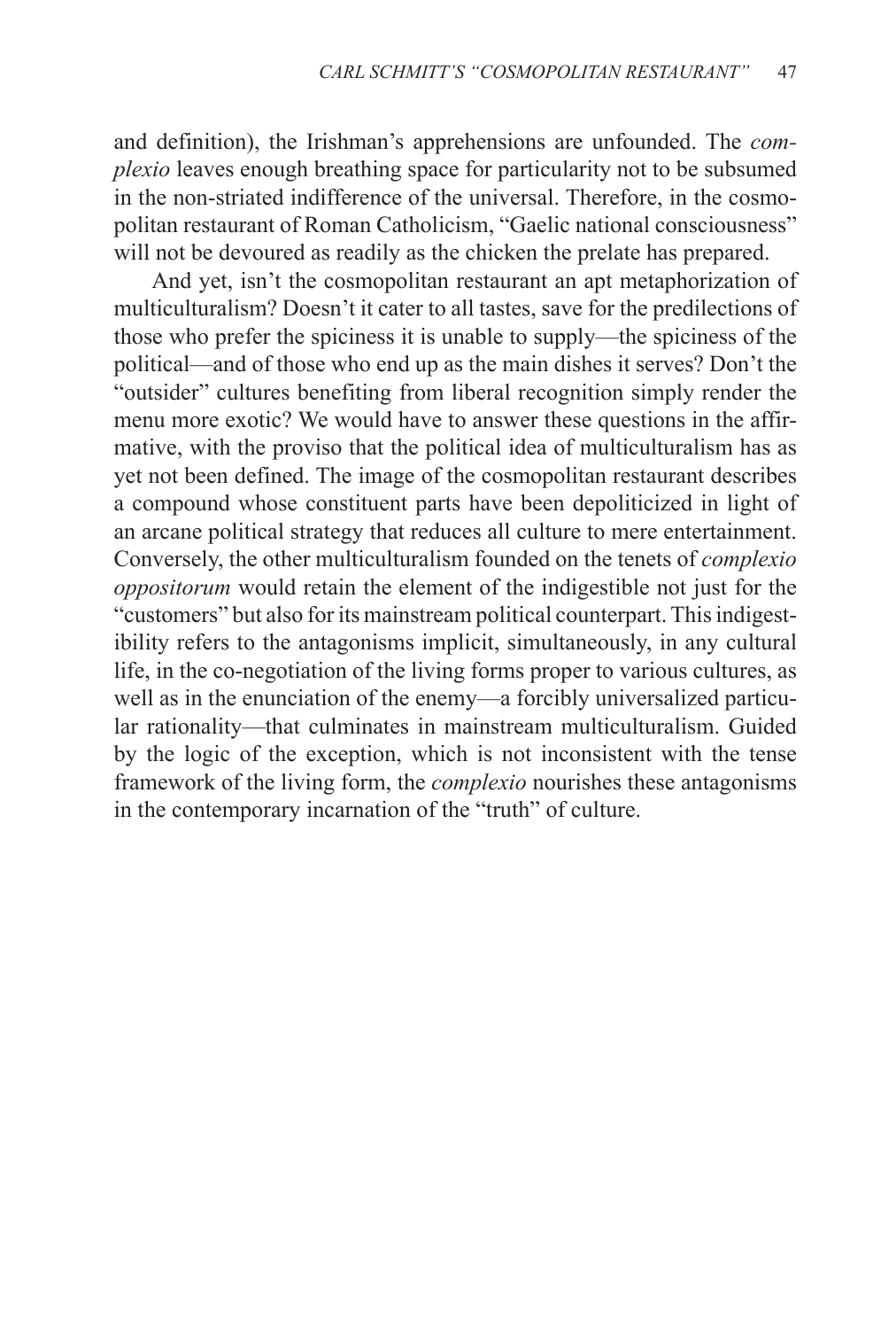and definition), the Irishman's apprehensions are unfounded. The *complexio* leaves enough breathing space for particularity not to be subsumed in the non-striated indifference of the universal. Therefore, in the cosmopolitan restaurant of Roman Catholicism, "Gaelic national consciousness" will not be devoured as readily as the chicken the prelate has prepared.

And yet, isn't the cosmopolitan restaurant an apt metaphorization of multiculturalism? Doesn't it cater to all tastes, save for the predilections of those who prefer the spiciness it is unable to supply—the spiciness of the political—and of those who end up as the main dishes it serves? Don't the "outsider" cultures benefiting from liberal recognition simply render the menu more exotic? We would have to answer these questions in the affirmative, with the proviso that the political idea of multiculturalism has as yet not been defined. The image of the cosmopolitan restaurant describes a compound whose constituent parts have been depoliticized in light of an arcane political strategy that reduces all culture to mere entertainment. Conversely, the other multiculturalism founded on the tenets of *complexio oppositorum* would retain the element of the indigestible not just for the "customers" but also for its mainstream political counterpart. This indigestibility refers to the antagonisms implicit, simultaneously, in any cultural life, in the co-negotiation of the living forms proper to various cultures, as well as in the enunciation of the enemy—a forcibly universalized particular rationality—that culminates in mainstream multiculturalism. Guided by the logic of the exception, which is not inconsistent with the tense framework of the living form, the *complexio* nourishes these antagonisms in the contemporary incarnation of the "truth" of culture.